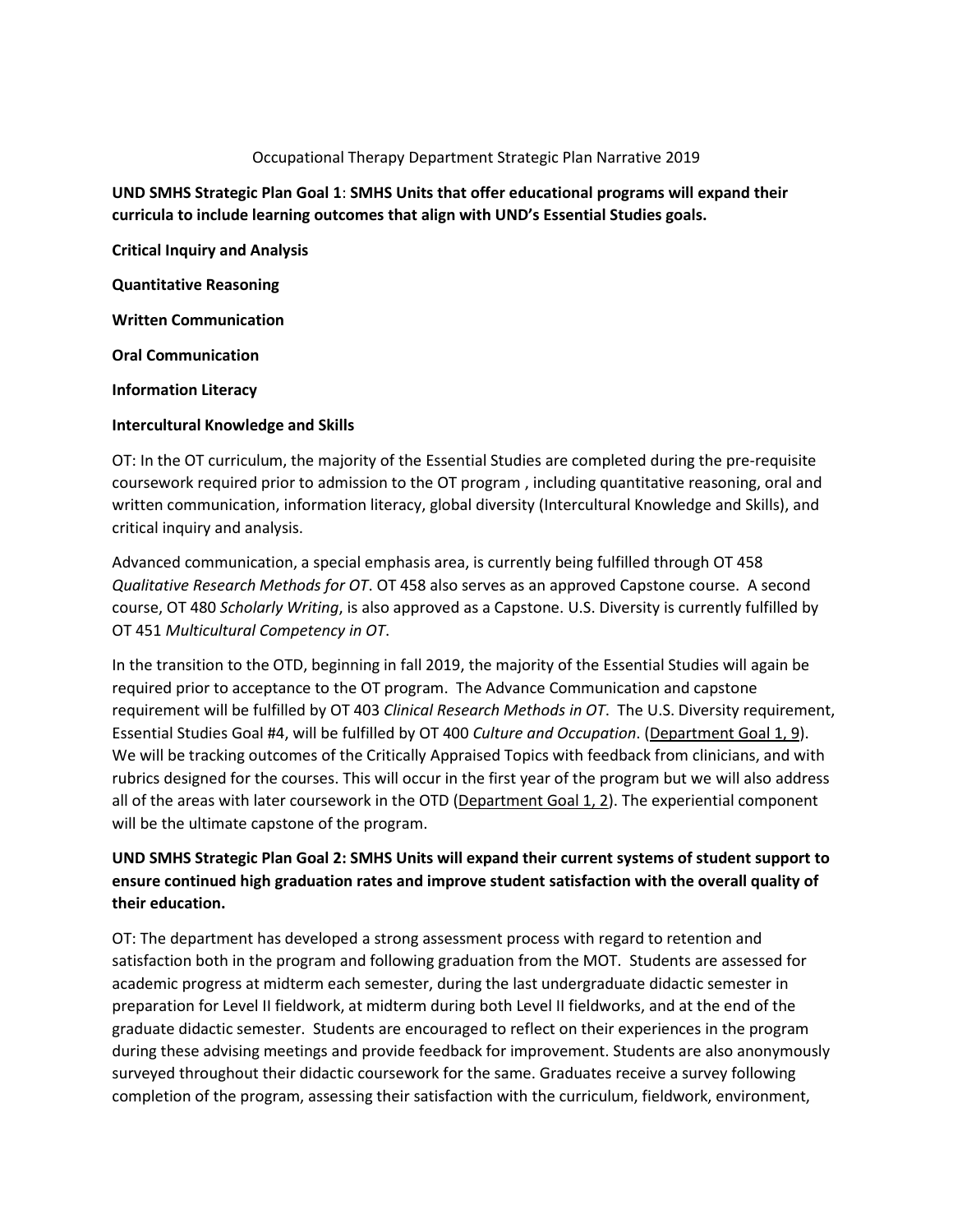Occupational Therapy Department Strategic Plan Narrative 2019

**UND SMHS Strategic Plan Goal 1**: **SMHS Units that offer educational programs will expand their curricula to include learning outcomes that align with UND's Essential Studies goals.**

**Critical Inquiry and Analysis**

**Quantitative Reasoning**

**Written Communication**

**Oral Communication**

**Information Literacy**

**Intercultural Knowledge and Skills**

OT: In the OT curriculum, the majority of the Essential Studies are completed during the pre-requisite coursework required prior to admission to the OT program , including quantitative reasoning, oral and written communication, information literacy, global diversity (Intercultural Knowledge and Skills), and critical inquiry and analysis.

Advanced communication, a special emphasis area, is currently being fulfilled through OT 458 *Qualitative Research Methods for OT*. OT 458 also serves as an approved Capstone course. A second course, OT 480 *Scholarly Writing*, is also approved as a Capstone. U.S. Diversity is currently fulfilled by OT 451 *Multicultural Competency in OT*.

In the transition to the OTD, beginning in fall 2019, the majority of the Essential Studies will again be required prior to acceptance to the OT program. The Advance Communication and capstone requirement will be fulfilled by OT 403 *Clinical Research Methods in OT*. The U.S. Diversity requirement, Essential Studies Goal #4, will be fulfilled by OT 400 *Culture and Occupation*. (Department Goal 1, 9). We will be tracking outcomes of the Critically Appraised Topics with feedback from clinicians, and with rubrics designed for the courses. This will occur in the first year of the program but we will also address all of the areas with later coursework in the OTD (Department Goal 1, 2). The experiential component will be the ultimate capstone of the program.

**UND SMHS Strategic Plan Goal 2: SMHS Units will expand their current systems of student support to ensure continued high graduation rates and improve student satisfaction with the overall quality of their education.**

OT: The department has developed a strong assessment process with regard to retention and satisfaction both in the program and following graduation from the MOT. Students are assessed for academic progress at midterm each semester, during the last undergraduate didactic semester in preparation for Level II fieldwork, at midterm during both Level II fieldworks, and at the end of the graduate didactic semester. Students are encouraged to reflect on their experiences in the program during these advising meetings and provide feedback for improvement. Students are also anonymously surveyed throughout their didactic coursework for the same. Graduates receive a survey following completion of the program, assessing their satisfaction with the curriculum, fieldwork, environment,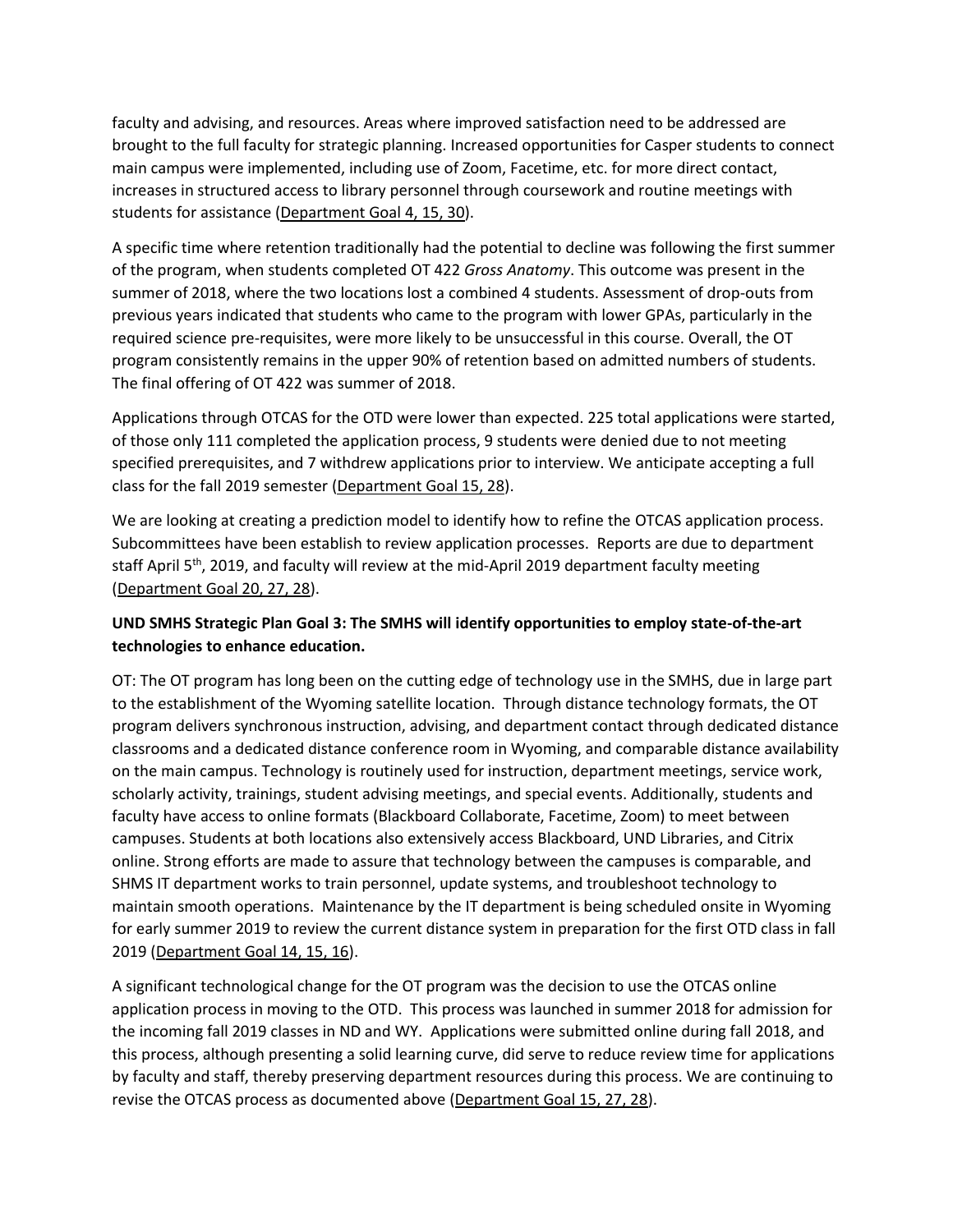faculty and advising, and resources. Areas where improved satisfaction need to be addressed are brought to the full faculty for strategic planning. Increased opportunities for Casper students to connect main campus were implemented, including use of Zoom, Facetime, etc. for more direct contact, increases in structured access to library personnel through coursework and routine meetings with students for assistance (Department Goal 4, 15, 30).

A specific time where retention traditionally had the potential to decline was following the first summer of the program, when students completed OT 422 *Gross Anatomy*. This outcome was present in the summer of 2018, where the two locations lost a combined 4 students. Assessment of drop-outs from previous years indicated that students who came to the program with lower GPAs, particularly in the required science pre-requisites, were more likely to be unsuccessful in this course. Overall, the OT program consistently remains in the upper 90% of retention based on admitted numbers of students. The final offering of OT 422 was summer of 2018.

Applications through OTCAS for the OTD were lower than expected. 225 total applications were started, of those only 111 completed the application process, 9 students were denied due to not meeting specified prerequisites, and 7 withdrew applications prior to interview. We anticipate accepting a full class for the fall 2019 semester (Department Goal 15, 28).

We are looking at creating a prediction model to identify how to refine the OTCAS application process. Subcommittees have been establish to review application processes. Reports are due to department staff April 5th, 2019, and faculty will review at the mid-April 2019 department faculty meeting (Department Goal 20, 27, 28).

**UND SMHS Strategic Plan Goal 3: The SMHS will identify opportunities to employ state-of-the-art technologies to enhance education.**

OT: The OT program has long been on the cutting edge of technology use in the SMHS, due in large part to the establishment of the Wyoming satellite location. Through distance technology formats, the OT program delivers synchronous instruction, advising, and department contact through dedicated distance classrooms and a dedicated distance conference room in Wyoming, and comparable distance availability on the main campus. Technology is routinely used for instruction, department meetings, service work, scholarly activity, trainings, student advising meetings, and special events. Additionally, students and faculty have access to online formats (Blackboard Collaborate, Facetime, Zoom) to meet between campuses. Students at both locations also extensively access Blackboard, UND Libraries, and Citrix online. Strong efforts are made to assure that technology between the campuses is comparable, and SHMS IT department works to train personnel, update systems, and troubleshoot technology to maintain smooth operations. Maintenance by the IT department is being scheduled onsite in Wyoming for early summer 2019 to review the current distance system in preparation for the first OTD class in fall 2019 (Department Goal 14, 15, 16).

A significant technological change for the OT program was the decision to use the OTCAS online application process in moving to the OTD. This process was launched in summer 2018 for admission for the incoming fall 2019 classes in ND and WY. Applications were submitted online during fall 2018, and this process, although presenting a solid learning curve, did serve to reduce review time for applications by faculty and staff, thereby preserving department resources during this process. We are continuing to revise the OTCAS process as documented above (Department Goal 15, 27, 28).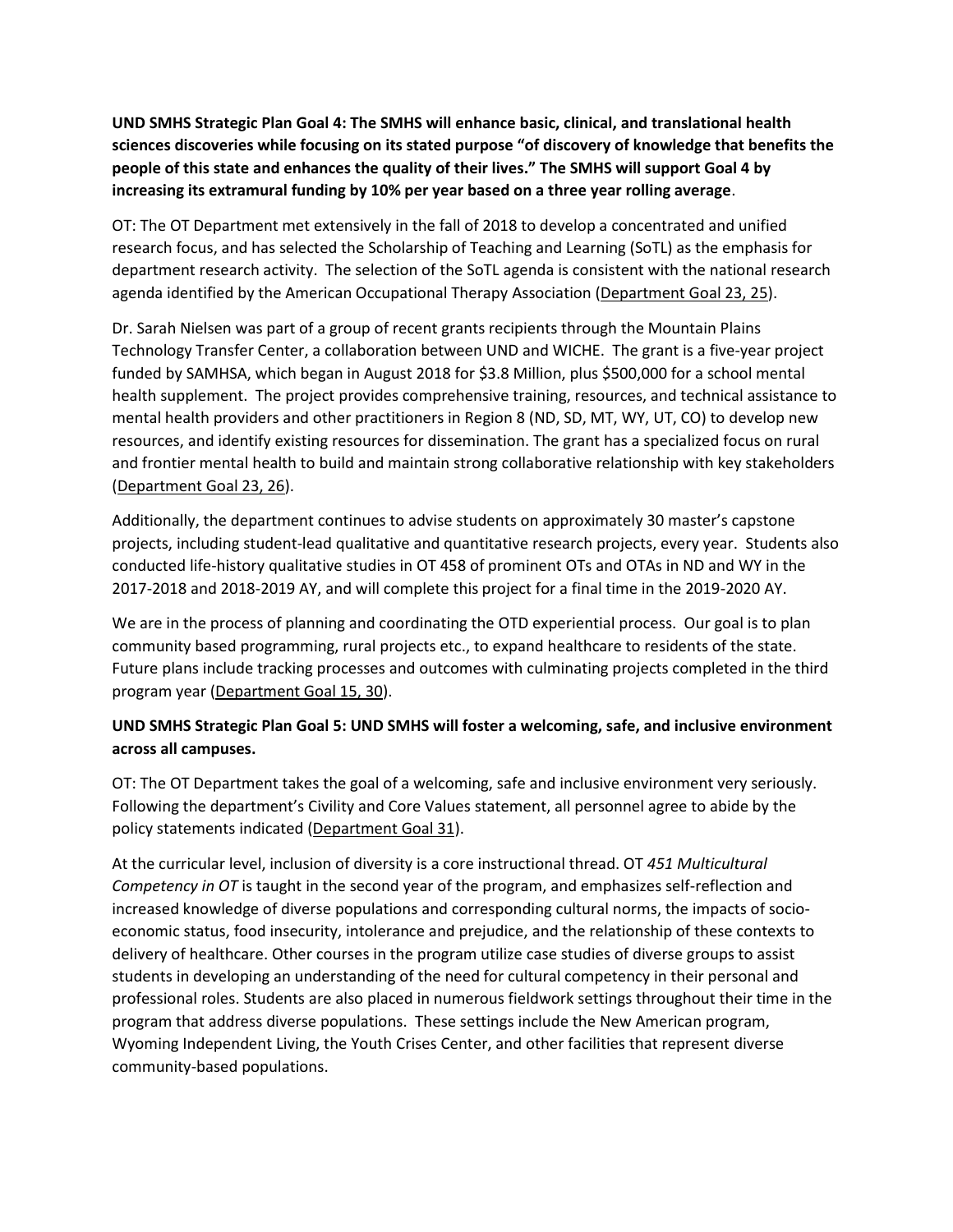**UND SMHS Strategic Plan Goal 4: The SMHS will enhance basic, clinical, and translational health sciences discoveries while focusing on its stated purpose "of discovery of knowledge that benefits the people of this state and enhances the quality of their lives." The SMHS will support Goal 4 by increasing its extramural funding by 10% per year based on a three year rolling average**.

OT: The OT Department met extensively in the fall of 2018 to develop a concentrated and unified research focus, and has selected the Scholarship of Teaching and Learning (SoTL) as the emphasis for department research activity. The selection of the SoTL agenda is consistent with the national research agenda identified by the American Occupational Therapy Association (Department Goal 23, 25).

Dr. Sarah Nielsen was part of a group of recent grants recipients through the Mountain Plains Technology Transfer Center, a collaboration between UND and WICHE. The grant is a five-year project funded by SAMHSA, which began in August 2018 for $3.8 Million, plus $500,000 for a school mental health supplement. The project provides comprehensive training, resources, and technical assistance to mental health providers and other practitioners in Region 8 (ND, SD, MT, WY, UT, CO) to develop new resources, and identify existing resources for dissemination. The grant has a specialized focus on rural and frontier mental health to build and maintain strong collaborative relationship with key stakeholders (Department Goal 23, 26).

Additionally, the department continues to advise students on approximately 30 master's capstone projects, including student-lead qualitative and quantitative research projects, every year. Students also conducted life-history qualitative studies in OT 458 of prominent OTs and OTAs in ND and WY in the 2017-2018 and 2018-2019 AY, and will complete this project for a final time in the 2019-2020 AY.

We are in the process of planning and coordinating the OTD experiential process. Our goal is to plan community based programming, rural projects etc., to expand healthcare to residents of the state. Future plans include tracking processes and outcomes with culminating projects completed in the third program year (Department Goal 15, 30).

**UND SMHS Strategic Plan Goal 5: UND SMHS will foster a welcoming, safe, and inclusive environment across all campuses.**

OT: The OT Department takes the goal of a welcoming, safe and inclusive environment very seriously. Following the department's Civility and Core Values statement, all personnel agree to abide by the policy statements indicated (Department Goal 31).

At the curricular level, inclusion of diversity is a core instructional thread. OT *451 Multicultural Competency in OT* is taught in the second year of the program, and emphasizes self-reflection and increased knowledge of diverse populations and corresponding cultural norms, the impacts of socio-economic status, food insecurity, intolerance and prejudice, and the relationship of these contexts to delivery of healthcare. Other courses in the program utilize case studies of diverse groups to assist students in developing an understanding of the need for cultural competency in their personal and professional roles. Students are also placed in numerous fieldwork settings throughout their time in the program that address diverse populations. These settings include the New American program, Wyoming Independent Living, the Youth Crises Center, and other facilities that represent diverse community-based populations.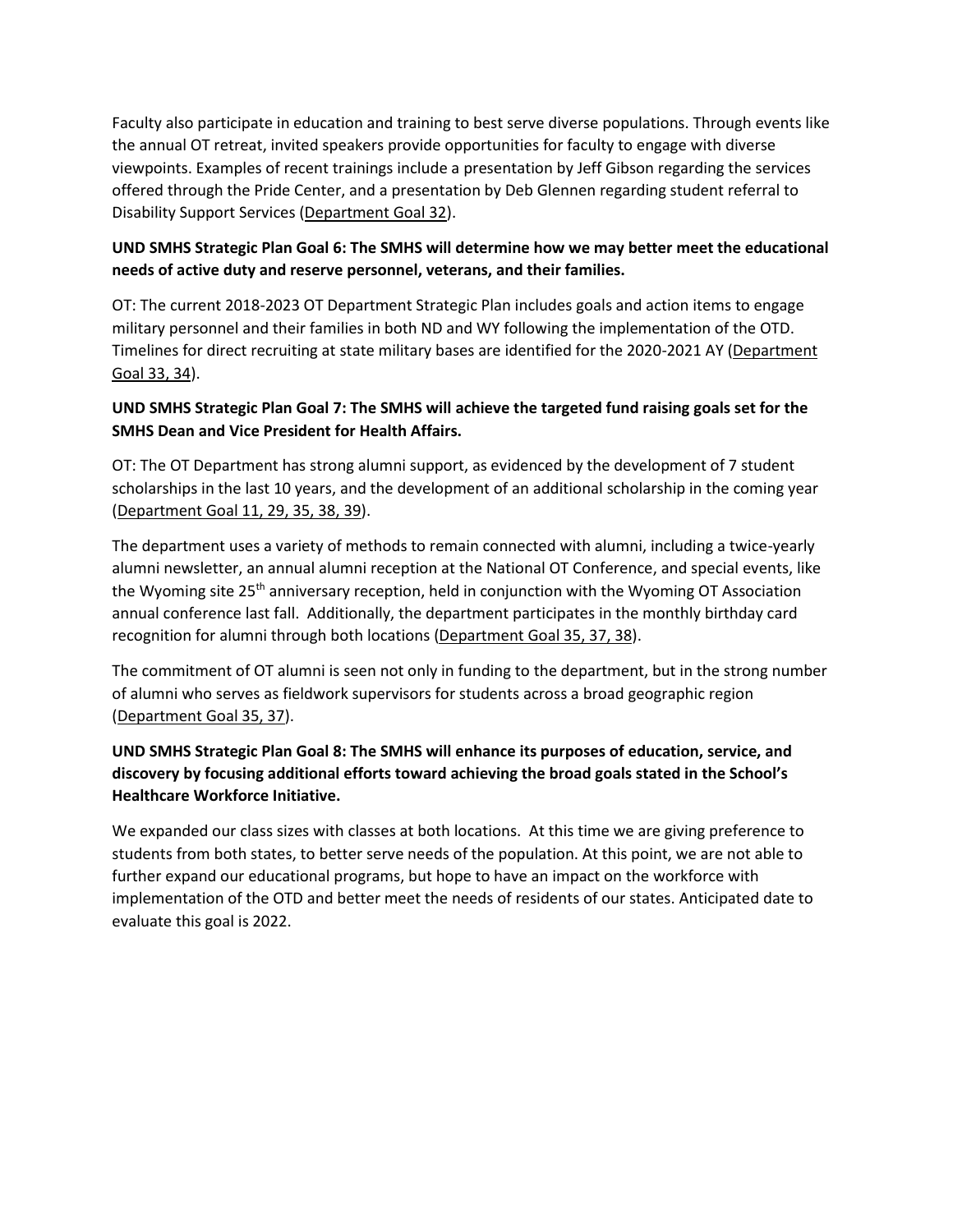Faculty also participate in education and training to best serve diverse populations. Through events like the annual OT retreat, invited speakers provide opportunities for faculty to engage with diverse viewpoints. Examples of recent trainings include a presentation by Jeff Gibson regarding the services offered through the Pride Center, and a presentation by Deb Glennen regarding student referral to Disability Support Services (Department Goal 32).

**UND SMHS Strategic Plan Goal 6: The SMHS will determine how we may better meet the educational needs of active duty and reserve personnel, veterans, and their families.**

OT: The current 2018-2023 OT Department Strategic Plan includes goals and action items to engage military personnel and their families in both ND and WY following the implementation of the OTD. Timelines for direct recruiting at state military bases are identified for the 2020-2021 AY (Department Goal 33, 34).

**UND SMHS Strategic Plan Goal 7: The SMHS will achieve the targeted fund raising goals set for the SMHS Dean and Vice President for Health Affairs.**

OT: The OT Department has strong alumni support, as evidenced by the development of 7 student scholarships in the last 10 years, and the development of an additional scholarship in the coming year (Department Goal 11, 29, 35, 38, 39).

The department uses a variety of methods to remain connected with alumni, including a twice-yearly alumni newsletter, an annual alumni reception at the National OT Conference, and special events, like the Wyoming site 25th anniversary reception, held in conjunction with the Wyoming OT Association annual conference last fall. Additionally, the department participates in the monthly birthday card recognition for alumni through both locations (Department Goal 35, 37, 38).

The commitment of OT alumni is seen not only in funding to the department, but in the strong number of alumni who serves as fieldwork supervisors for students across a broad geographic region (Department Goal 35, 37).

**UND SMHS Strategic Plan Goal 8: The SMHS will enhance its purposes of education, service, and discovery by focusing additional efforts toward achieving the broad goals stated in the School's Healthcare Workforce Initiative.**

We expanded our class sizes with classes at both locations. At this time we are giving preference to students from both states, to better serve needs of the population. At this point, we are not able to further expand our educational programs, but hope to have an impact on the workforce with implementation of the OTD and better meet the needs of residents of our states. Anticipated date to evaluate this goal is 2022.